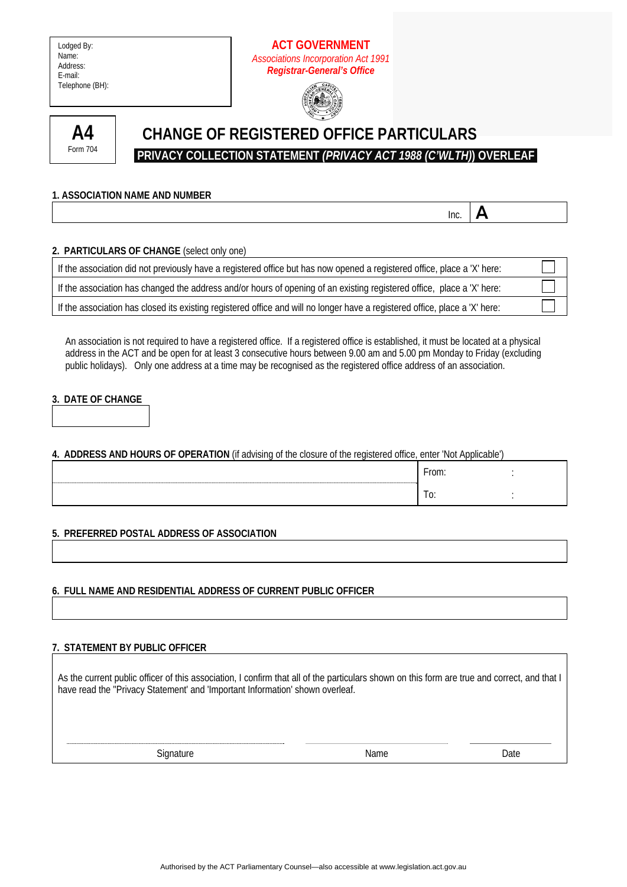Lodged By:
Name:
Address:
E-mail:
Telephone (BH):

**ACT GOVERNMENT**
*Associations Incorporation Act 1991*
***Registrar-General's Office***

**A4**
Form 704

# CHANGE OF REGISTERED OFFICE PARTICULARS

**PRIVACY COLLECTION STATEMENT *(PRIVACY ACT 1988 (C'WLTH))* OVERLEAF**

**1. ASSOCIATION NAME AND NUMBER**

| | | |
|---|---|---|
| | Inc. | **A** |

**2. PARTICULARS OF CHANGE** (select only one)

| | |
|---|---|
| If the association did not previously have a registered office but has now opened a registered office, place a 'X' here: | ☐ |
| If the association has changed the address and/or hours of opening of an existing registered office, place a 'X' here: | ☐ |
| If the association has closed its existing registered office and will no longer have a registered office, place a 'X' here: | ☐ |

An association is not required to have a registered office. If a registered office is established, it must be located at a physical address in the ACT and be open for at least 3 consecutive hours between 9.00 am and 5.00 pm Monday to Friday (excluding public holidays). Only one address at a time may be recognised as the registered office address of an association.

**3. DATE OF CHANGE**

**4. ADDRESS AND HOURS OF OPERATION** (if advising of the closure of the registered office, enter 'Not Applicable')

| | |
|---|---|
| | From: : |
| | To: : |

**5. PREFERRED POSTAL ADDRESS OF ASSOCIATION**

**6. FULL NAME AND RESIDENTIAL ADDRESS OF CURRENT PUBLIC OFFICER**

**7. STATEMENT BY PUBLIC OFFICER**

As the current public officer of this association, I confirm that all of the particulars shown on this form are true and correct, and that I have read the "Privacy Statement' and 'Important Information' shown overleaf.

| | | |
|---|---|---|
| Signature | Name | Date |

Authorised by the ACT Parliamentary Counsel—also accessible at www.legislation.act.gov.au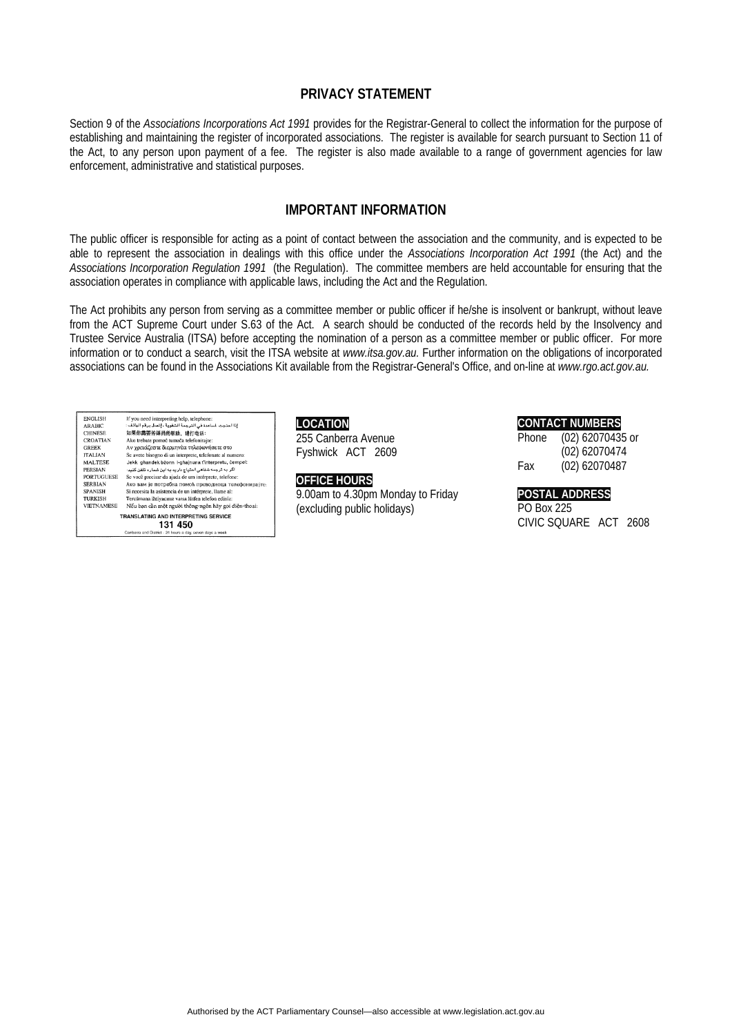## PRIVACY STATEMENT

Section 9 of the *Associations Incorporations Act 1991* provides for the Registrar-General to collect the information for the purpose of establishing and maintaining the register of incorporated associations. The register is available for search pursuant to Section 11 of the Act, to any person upon payment of a fee. The register is also made available to a range of government agencies for law enforcement, administrative and statistical purposes.

## IMPORTANT INFORMATION

The public officer is responsible for acting as a point of contact between the association and the community, and is expected to be able to represent the association in dealings with this office under the *Associations Incorporation Act 1991* (the Act) and the *Associations Incorporation Regulation 1991* (the Regulation). The committee members are held accountable for ensuring that the association operates in compliance with applicable laws, including the Act and the Regulation.

The Act prohibits any person from serving as a committee member or public officer if he/she is insolvent or bankrupt, without leave from the ACT Supreme Court under S.63 of the Act. A search should be conducted of the records held by the Insolvency and Trustee Service Australia (ITSA) before accepting the nomination of a person as a committee member or public officer. For more information or to conduct a search, visit the ITSA website at *www.itsa.gov.au.* Further information on the obligations of incorporated associations can be found in the Associations Kit available from the Registrar-General's Office, and on-line at *www.rgo.act.gov.au.*

| | |
|---|---|
| ENGLISH | If you need interpreting help, telephone: |
| ARABIC | إذا احتجت لمساعدة في الترجمة الشفوية ، إتصل برقم الهاتف: |
| CHINESE | 如果你需要传译员的帮助，请打电话： |
| CROATIAN | Ako trebate pomoć tumača telefonirajte: |
| GREEK | Αν χρειάζεστε διερμηνέα τηλεφωνήσετε στο |
| ITALIAN | Se avete bisogno di un interprete, telefonate al numero: |
| MALTESE | Jekk għandek bżonn l-għajnuna t'interpretu, ċempel: |
| PERSIAN | اگر به ترجمه شفاهی احتیاج دارید به این شماره تلفن کنید: |
| PORTUGUESE | Se você precisar da ajuda de um intérprete, telefone: |
| SERBIAN | Ако вам је потребна помоћ преводиоца телефонирајте: |
| SPANISH | Si necesita la asistencia de un intérprete, llame al: |
| TURKISH | Tercümana ihtiyacınız varsa lütfen telefon ediniz: |
| VIETNAMESE | Nếu bạn cần một người thông-ngôn hãy gọi điện-thoại: |

**TRANSLATING AND INTERPRETING SERVICE**

**131 450**

Canberra and District - 24 hours a day, seven days a week

**LOCATION**

255 Canberra Avenue
Fyshwick ACT 2609

**OFFICE HOURS**

9.00am to 4.30pm Monday to Friday
(excluding public holidays)

**CONTACT NUMBERS**

| | |
|---|---|
| Phone | (02) 62070435 or |
| | (02) 62070474 |
| Fax | (02) 62070487 |

**POSTAL ADDRESS**

PO Box 225
CIVIC SQUARE ACT 2608